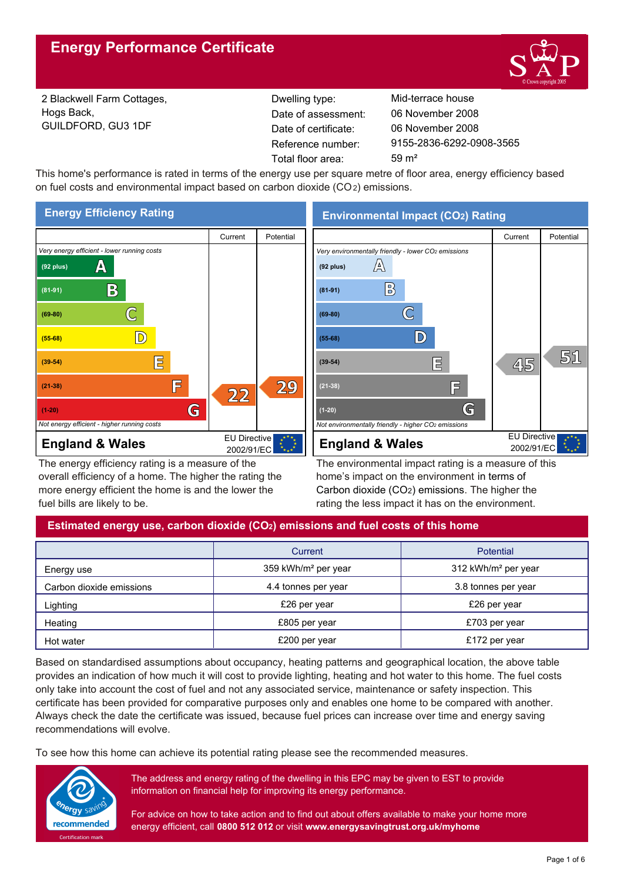# Energy Performance Certificate

2 Blackwell Farm Cottages,
Hogs Back,
GUILDFORD, GU3 1DF

| | |
|---|---|
| Dwelling type: | Mid-terrace house |
| Date of assessment: | 06 November 2008 |
| Date of certificate: | 06 November 2008 |
| Reference number: | 9155-2836-6292-0908-3565 |
| Total floor area: | 59 m² |

This home's performance is rated in terms of the energy use per square metre of floor area, energy efficiency based on fuel costs and environmental impact based on carbon dioxide ($CO_2$) emissions.

## Energy Efficiency Rating

| | Current | Potential |
|---|---|---|
| *Very energy efficient - lower running costs* | | |
| (92 plus) A | | |
| (81-91) B | | |
| (69-80) C | | |
| (55-68) D | | |
| (39-54) E | | |
| (21-38) F | 22 | 29 |
| (1-20) G | | |
| *Not energy efficient - higher running costs* | | |

England & Wales — EU Directive 2002/91/EC

The energy efficiency rating is a measure of the overall efficiency of a home. The higher the rating the more energy efficient the home is and the lower the fuel bills are likely to be.

## Environmental Impact ($CO_2$) Rating

| | Current | Potential |
|---|---|---|
| *Very environmentally friendly - lower $CO_2$ emissions* | | |
| (92 plus) A | | |
| (81-91) B | | |
| (69-80) C | | |
| (55-68) D | | |
| (39-54) E | 45 | 51 |
| (21-38) F | | |
| (1-20) G | | |
| *Not environmentally friendly - higher $CO_2$ emissions* | | |

England & Wales — EU Directive 2002/91/EC

The environmental impact rating is a measure of this home's impact on the environment in terms of Carbon dioxide ($CO_2$) emissions. The higher the rating the less impact it has on the environment.

## Estimated energy use, carbon dioxide ($CO_2$) emissions and fuel costs of this home

| | Current | Potential |
|---|---|---|
| Energy use | 359 kWh/m² per year | 312 kWh/m² per year |
| Carbon dioxide emissions | 4.4 tonnes per year | 3.8 tonnes per year |
| Lighting | £26 per year | £26 per year |
| Heating | £805 per year | £703 per year |
| Hot water | £200 per year | £172 per year |

Based on standardised assumptions about occupancy, heating patterns and geographical location, the above table provides an indication of how much it will cost to provide lighting, heating and hot water to this home. The fuel costs only take into account the cost of fuel and not any associated service, maintenance or safety inspection. This certificate has been provided for comparative purposes only and enables one home to be compared with another. Always check the date the certificate was issued, because fuel prices can increase over time and energy saving recommendations will evolve.

To see how this home can achieve its potential rating please see the recommended measures.

The address and energy rating of the dwelling in this EPC may be given to EST to provide information on financial help for improving its energy performance.

For advice on how to take action and to find out about offers available to make your home more energy efficient, call **0800 512 012** or visit **www.energysavingtrust.org.uk/myhome**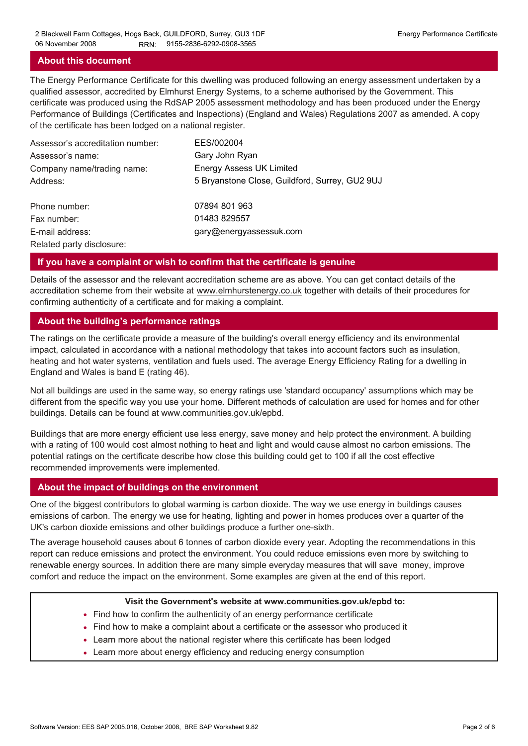## About this document

The Energy Performance Certificate for this dwelling was produced following an energy assessment undertaken by a qualified assessor, accredited by Elmhurst Energy Systems, to a scheme authorised by the Government. This certificate was produced using the RdSAP 2005 assessment methodology and has been produced under the Energy Performance of Buildings (Certificates and Inspections) (England and Wales) Regulations 2007 as amended. A copy of the certificate has been lodged on a national register.

| | |
|---|---|
| Assessor's accreditation number: | EES/002004 |
| Assessor's name: | Gary John Ryan |
| Company name/trading name: | Energy Assess UK Limited |
| Address: | 5 Bryanstone Close, Guildford, Surrey, GU2 9UJ |
| Phone number: | 07894 801 963 |
| Fax number: | 01483 829557 |
| E-mail address: | gary@energyassessuk.com |
| Related party disclosure: | |

## If you have a complaint or wish to confirm that the certificate is genuine

Details of the assessor and the relevant accreditation scheme are as above. You can get contact details of the accreditation scheme from their website at www.elmhurstenergy.co.uk together with details of their procedures for confirming authenticity of a certificate and for making a complaint.

## About the building's performance ratings

The ratings on the certificate provide a measure of the building's overall energy efficiency and its environmental impact, calculated in accordance with a national methodology that takes into account factors such as insulation, heating and hot water systems, ventilation and fuels used. The average Energy Efficiency Rating for a dwelling in England and Wales is band E (rating 46).

Not all buildings are used in the same way, so energy ratings use 'standard occupancy' assumptions which may be different from the specific way you use your home. Different methods of calculation are used for homes and for other buildings. Details can be found at www.communities.gov.uk/epbd.

Buildings that are more energy efficient use less energy, save money and help protect the environment. A building with a rating of 100 would cost almost nothing to heat and light and would cause almost no carbon emissions. The potential ratings on the certificate describe how close this building could get to 100 if all the cost effective recommended improvements were implemented.

## About the impact of buildings on the environment

One of the biggest contributors to global warming is carbon dioxide. The way we use energy in buildings causes emissions of carbon. The energy we use for heating, lighting and power in homes produces over a quarter of the UK's carbon dioxide emissions and other buildings produce a further one-sixth.

The average household causes about 6 tonnes of carbon dioxide every year. Adopting the recommendations in this report can reduce emissions and protect the environment. You could reduce emissions even more by switching to renewable energy sources. In addition there are many simple everyday measures that will save money, improve comfort and reduce the impact on the environment. Some examples are given at the end of this report.

**Visit the Government's website at www.communities.gov.uk/epbd to:**

- Find how to confirm the authenticity of an energy performance certificate
- Find how to make a complaint about a certificate or the assessor who produced it
- Learn more about the national register where this certificate has been lodged
- Learn more about energy efficiency and reducing energy consumption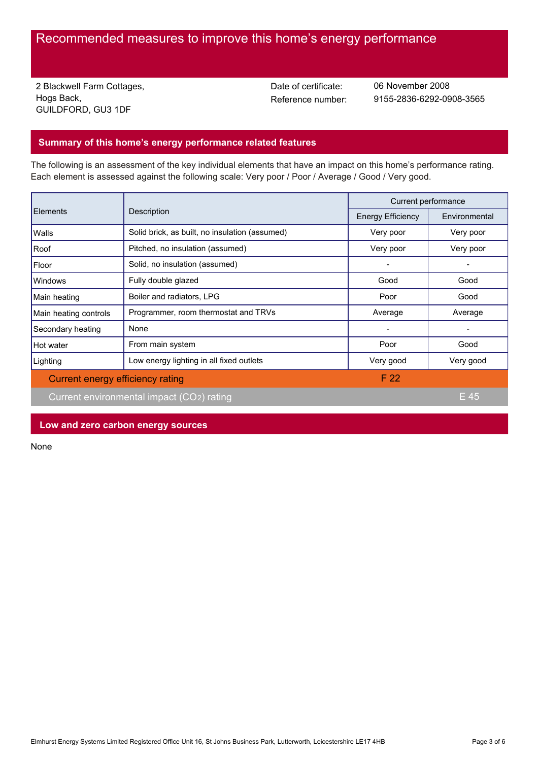# Recommended measures to improve this home's energy performance

2 Blackwell Farm Cottages,
Hogs Back,
GUILDFORD, GU3 1DF

Date of certificate: 06 November 2008
Reference number: 9155-2836-6292-0908-3565

## Summary of this home's energy performance related features

The following is an assessment of the key individual elements that have an impact on this home's performance rating. Each element is assessed against the following scale: Very poor / Poor / Average / Good / Very good.

| Elements | Description | Current performance | |
|---|---|---|---|
| | | Energy Efficiency | Environmental |
| Walls | Solid brick, as built, no insulation (assumed) | Very poor | Very poor |
| Roof | Pitched, no insulation (assumed) | Very poor | Very poor |
| Floor | Solid, no insulation (assumed) | - | - |
| Windows | Fully double glazed | Good | Good |
| Main heating | Boiler and radiators, LPG | Poor | Good |
| Main heating controls | Programmer, room thermostat and TRVs | Average | Average |
| Secondary heating | None | - | - |
| Hot water | From main system | Poor | Good |
| Lighting | Low energy lighting in all fixed outlets | Very good | Very good |
| Current energy efficiency rating | | F 22 | |
| Current environmental impact ($CO_2$) rating | | | E 45 |

## Low and zero carbon energy sources

None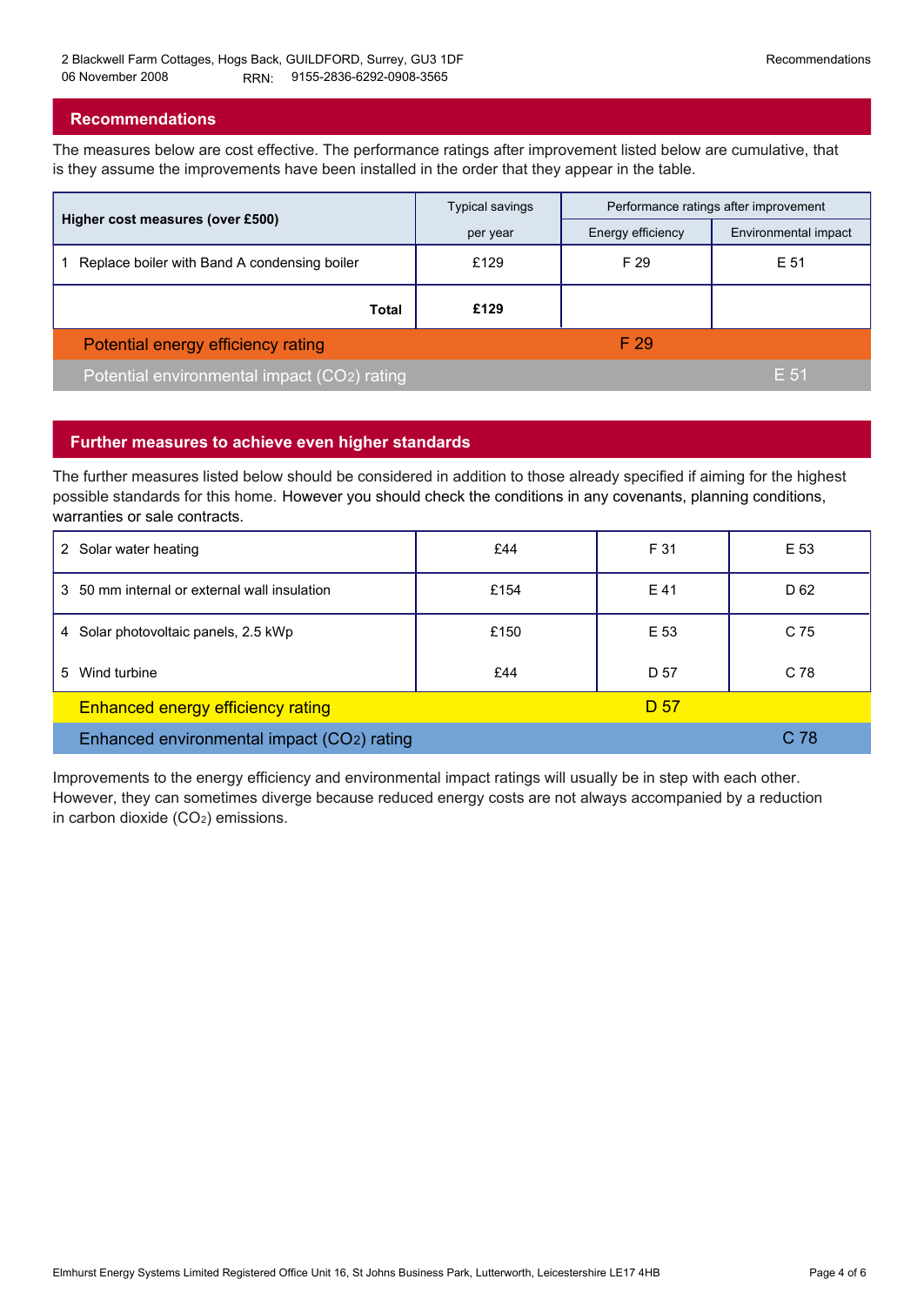## Recommendations

The measures below are cost effective. The performance ratings after improvement listed below are cumulative, that is they assume the improvements have been installed in the order that they appear in the table.

| Higher cost measures (over £500) | Typical savings per year | Performance ratings after improvement | |
|---|---|---|---|
| | | Energy efficiency | Environmental impact |
| 1 Replace boiler with Band A condensing boiler | £129 | F 29 | E 51 |
| **Total** | **£129** | | |
| Potential energy efficiency rating | | F 29 | |
| Potential environmental impact ($CO_2$) rating | | | E 51 |

## Further measures to achieve even higher standards

The further measures listed below should be considered in addition to those already specified if aiming for the highest possible standards for this home. However you should check the conditions in any covenants, planning conditions, warranties or sale contracts.

| Measure | Typical savings per year | Energy efficiency | Environmental impact |
|---|---|---|---|
| 2 Solar water heating | £44 | F 31 | E 53 |
| 3 50 mm internal or external wall insulation | £154 | E 41 | D 62 |
| 4 Solar photovoltaic panels, 2.5 kWp | £150 | E 53 | C 75 |
| 5 Wind turbine | £44 | D 57 | C 78 |
| Enhanced energy efficiency rating | | D 57 | |
| Enhanced environmental impact ($CO_2$) rating | | | C 78 |

Improvements to the energy efficiency and environmental impact ratings will usually be in step with each other. However, they can sometimes diverge because reduced energy costs are not always accompanied by a reduction in carbon dioxide ($CO_2$) emissions.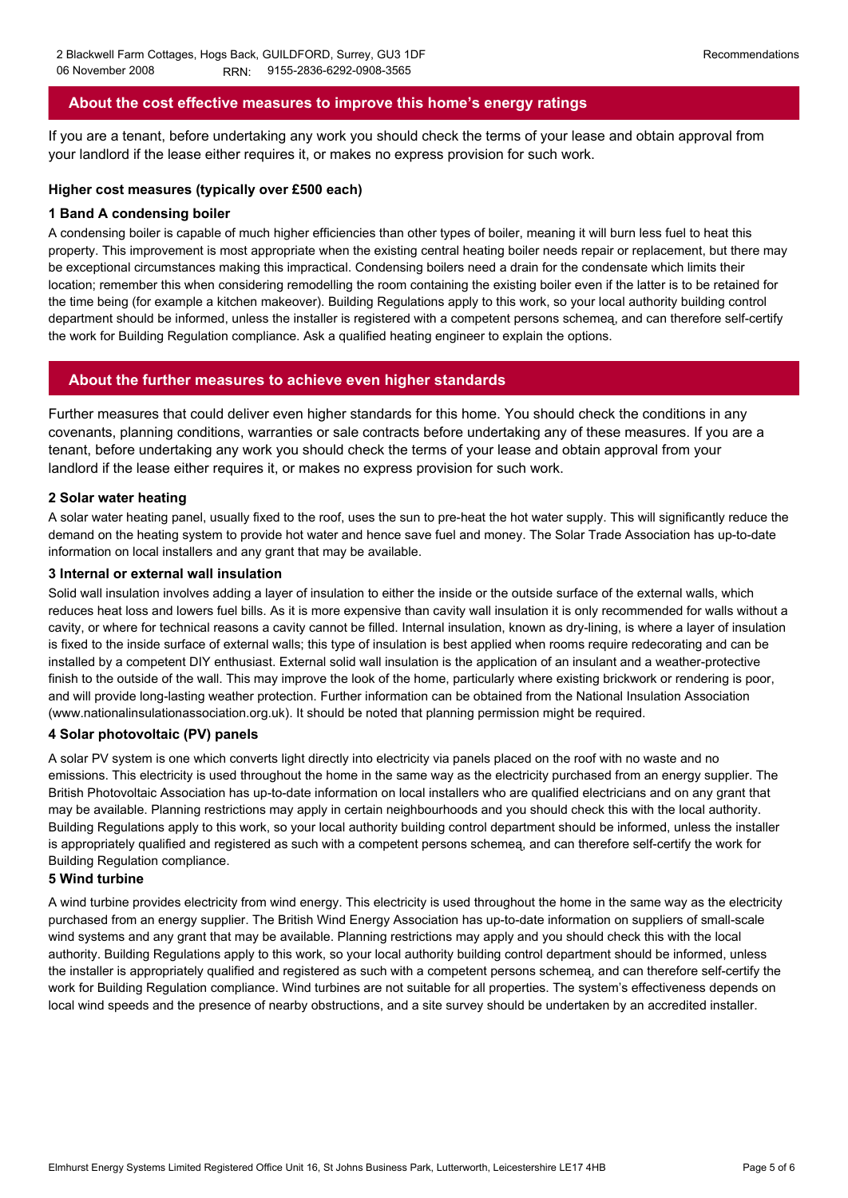## About the cost effective measures to improve this home's energy ratings

If you are a tenant, before undertaking any work you should check the terms of your lease and obtain approval from your landlord if the lease either requires it, or makes no express provision for such work.

**Higher cost measures (typically over £500 each)**

**1 Band A condensing boiler**

A condensing boiler is capable of much higher efficiencies than other types of boiler, meaning it will burn less fuel to heat this property. This improvement is most appropriate when the existing central heating boiler needs repair or replacement, but there may be exceptional circumstances making this impractical. Condensing boilers need a drain for the condensate which limits their location; remember this when considering remodelling the room containing the existing boiler even if the latter is to be retained for the time being (for example a kitchen makeover). Building Regulations apply to this work, so your local authority building control department should be informed, unless the installer is registered with a competent persons schemeą, and can therefore self-certify the work for Building Regulation compliance. Ask a qualified heating engineer to explain the options.

## About the further measures to achieve even higher standards

Further measures that could deliver even higher standards for this home. You should check the conditions in any covenants, planning conditions, warranties or sale contracts before undertaking any of these measures. If you are a tenant, before undertaking any work you should check the terms of your lease and obtain approval from your landlord if the lease either requires it, or makes no express provision for such work.

**2 Solar water heating**

A solar water heating panel, usually fixed to the roof, uses the sun to pre-heat the hot water supply. This will significantly reduce the demand on the heating system to provide hot water and hence save fuel and money. The Solar Trade Association has up-to-date information on local installers and any grant that may be available.

**3 Internal or external wall insulation**

Solid wall insulation involves adding a layer of insulation to either the inside or the outside surface of the external walls, which reduces heat loss and lowers fuel bills. As it is more expensive than cavity wall insulation it is only recommended for walls without a cavity, or where for technical reasons a cavity cannot be filled. Internal insulation, known as dry-lining, is where a layer of insulation is fixed to the inside surface of external walls; this type of insulation is best applied when rooms require redecorating and can be installed by a competent DIY enthusiast. External solid wall insulation is the application of an insulant and a weather-protective finish to the outside of the wall. This may improve the look of the home, particularly where existing brickwork or rendering is poor, and will provide long-lasting weather protection. Further information can be obtained from the National Insulation Association (www.nationalinsulationassociation.org.uk). It should be noted that planning permission might be required.

**4 Solar photovoltaic (PV) panels**

A solar PV system is one which converts light directly into electricity via panels placed on the roof with no waste and no emissions. This electricity is used throughout the home in the same way as the electricity purchased from an energy supplier. The British Photovoltaic Association has up-to-date information on local installers who are qualified electricians and on any grant that may be available. Planning restrictions may apply in certain neighbourhoods and you should check this with the local authority. Building Regulations apply to this work, so your local authority building control department should be informed, unless the installer is appropriately qualified and registered as such with a competent persons schemeą, and can therefore self-certify the work for Building Regulation compliance.

**5 Wind turbine**

A wind turbine provides electricity from wind energy. This electricity is used throughout the home in the same way as the electricity purchased from an energy supplier. The British Wind Energy Association has up-to-date information on suppliers of small-scale wind systems and any grant that may be available. Planning restrictions may apply and you should check this with the local authority. Building Regulations apply to this work, so your local authority building control department should be informed, unless the installer is appropriately qualified and registered as such with a competent persons schemeą, and can therefore self-certify the work for Building Regulation compliance. Wind turbines are not suitable for all properties. The system's effectiveness depends on local wind speeds and the presence of nearby obstructions, and a site survey should be undertaken by an accredited installer.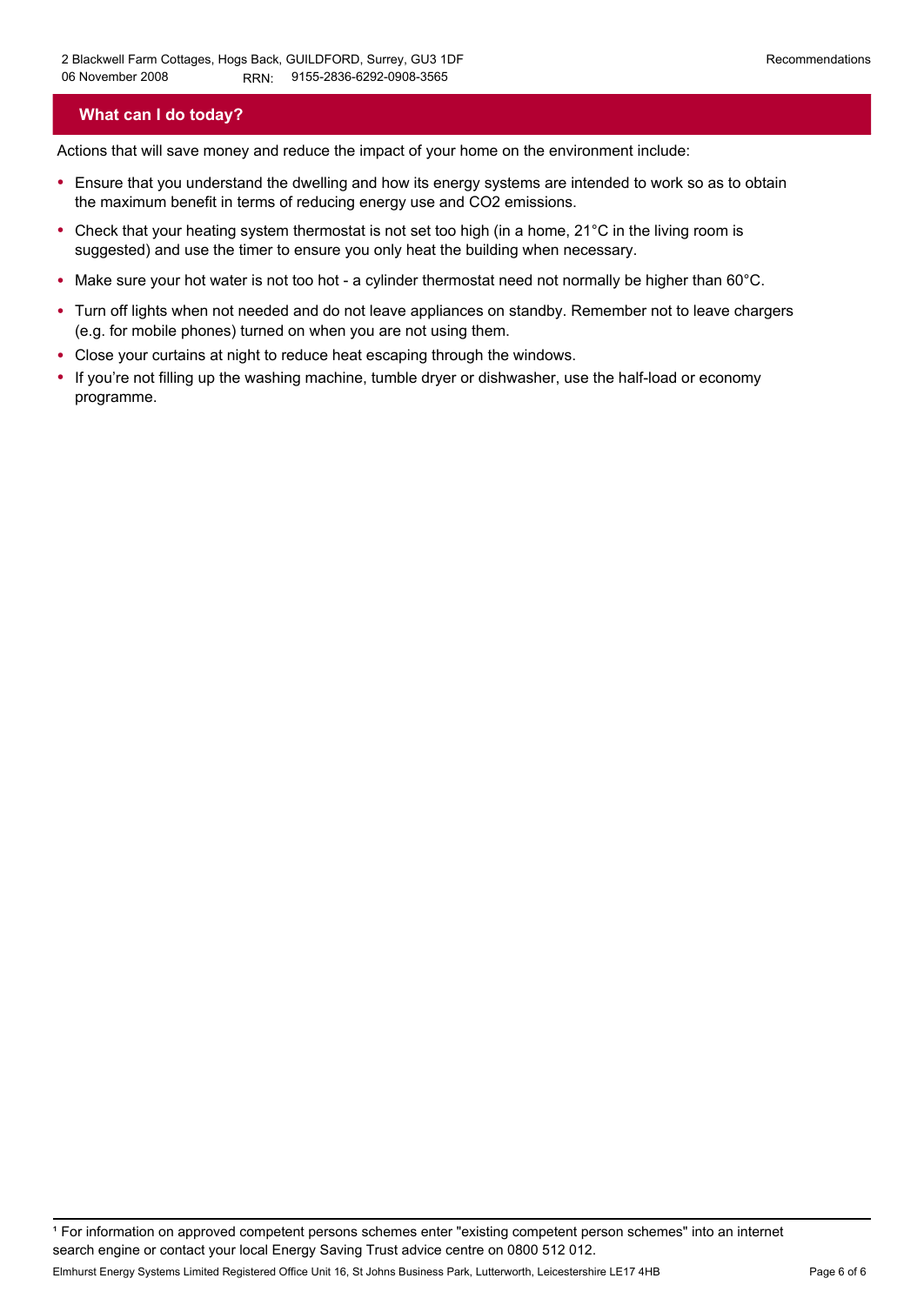## What can I do today?

Actions that will save money and reduce the impact of your home on the environment include:

- Ensure that you understand the dwelling and how its energy systems are intended to work so as to obtain the maximum benefit in terms of reducing energy use and $CO_2$ emissions.
- Check that your heating system thermostat is not set too high (in a home, 21°C in the living room is suggested) and use the timer to ensure you only heat the building when necessary.
- Make sure your hot water is not too hot - a cylinder thermostat need not normally be higher than 60°C.
- Turn off lights when not needed and do not leave appliances on standby. Remember not to leave chargers (e.g. for mobile phones) turned on when you are not using them.
- Close your curtains at night to reduce heat escaping through the windows.
- If you're not filling up the washing machine, tumble dryer or dishwasher, use the half-load or economy programme.

[1] For information on approved competent persons schemes enter "existing competent person schemes" into an internet search engine or contact your local Energy Saving Trust advice centre on 0800 512 012.